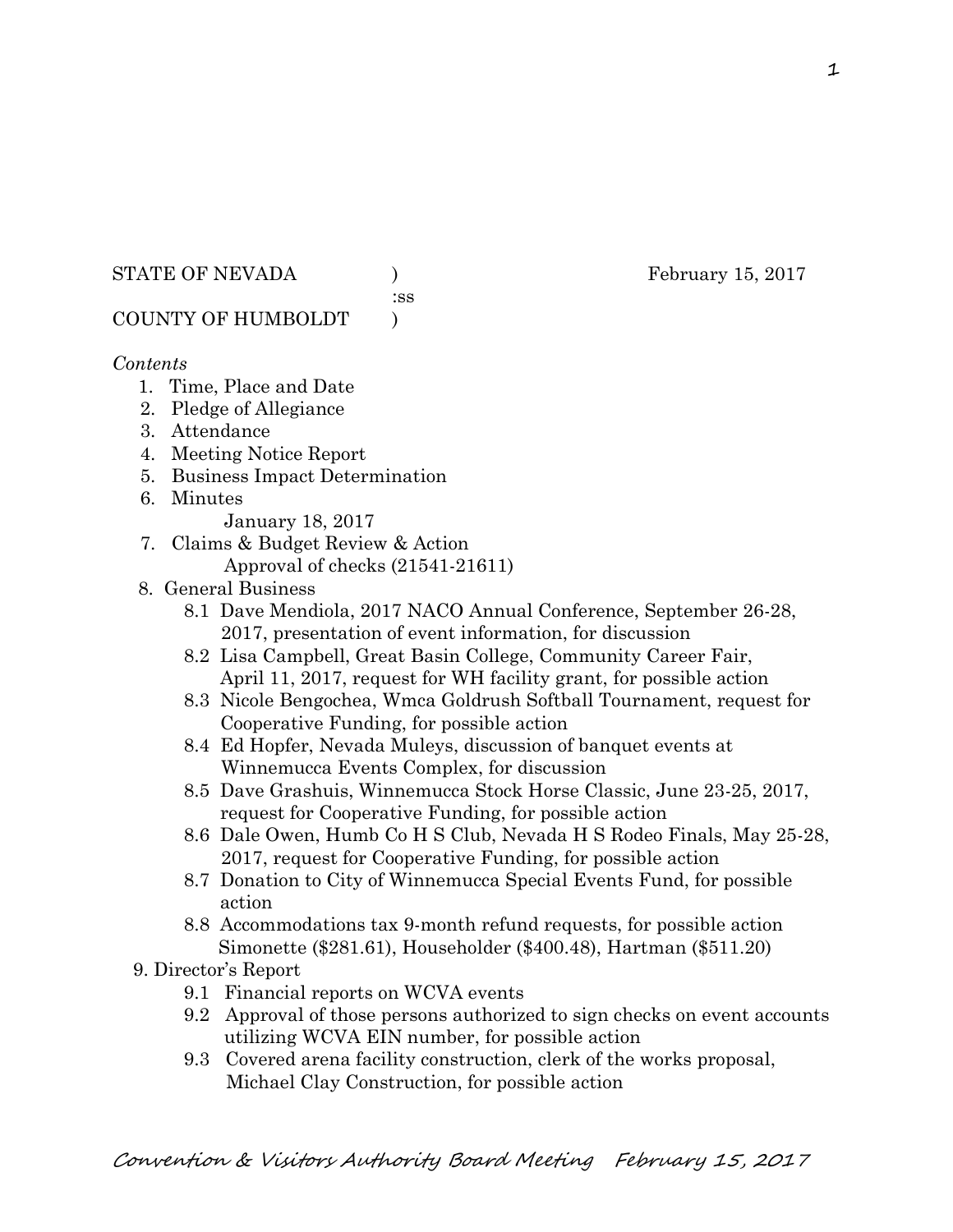STATE OF NEVADA ) February 15, 2017
:ss
COUNTY OF HUMBOLDT )

*Contents*

1. Time, Place and Date
2. Pledge of Allegiance
3. Attendance
4. Meeting Notice Report
5. Business Impact Determination
6. Minutes
   January 18, 2017
7. Claims & Budget Review & Action
   Approval of checks (21541-21611)
8. General Business
   - 8.1 Dave Mendiola, 2017 NACO Annual Conference, September 26-28, 2017, presentation of event information, for discussion
   - 8.2 Lisa Campbell, Great Basin College, Community Career Fair, April 11, 2017, request for WH facility grant, for possible action
   - 8.3 Nicole Bengochea, Wmca Goldrush Softball Tournament, request for Cooperative Funding, for possible action
   - 8.4 Ed Hopfer, Nevada Muleys, discussion of banquet events at Winnemucca Events Complex, for discussion
   - 8.5 Dave Grashuis, Winnemucca Stock Horse Classic, June 23-25, 2017, request for Cooperative Funding, for possible action
   - 8.6 Dale Owen, Humb Co H S Club, Nevada H S Rodeo Finals, May 25-28, 2017, request for Cooperative Funding, for possible action
   - 8.7 Donation to City of Winnemucca Special Events Fund, for possible action
   - 8.8 Accommodations tax 9-month refund requests, for possible action Simonette ($281.61), Householder ($400.48), Hartman ($511.20)
9. Director's Report
   - 9.1 Financial reports on WCVA events
   - 9.2 Approval of those persons authorized to sign checks on event accounts utilizing WCVA EIN number, for possible action
   - 9.3 Covered arena facility construction, clerk of the works proposal, Michael Clay Construction, for possible action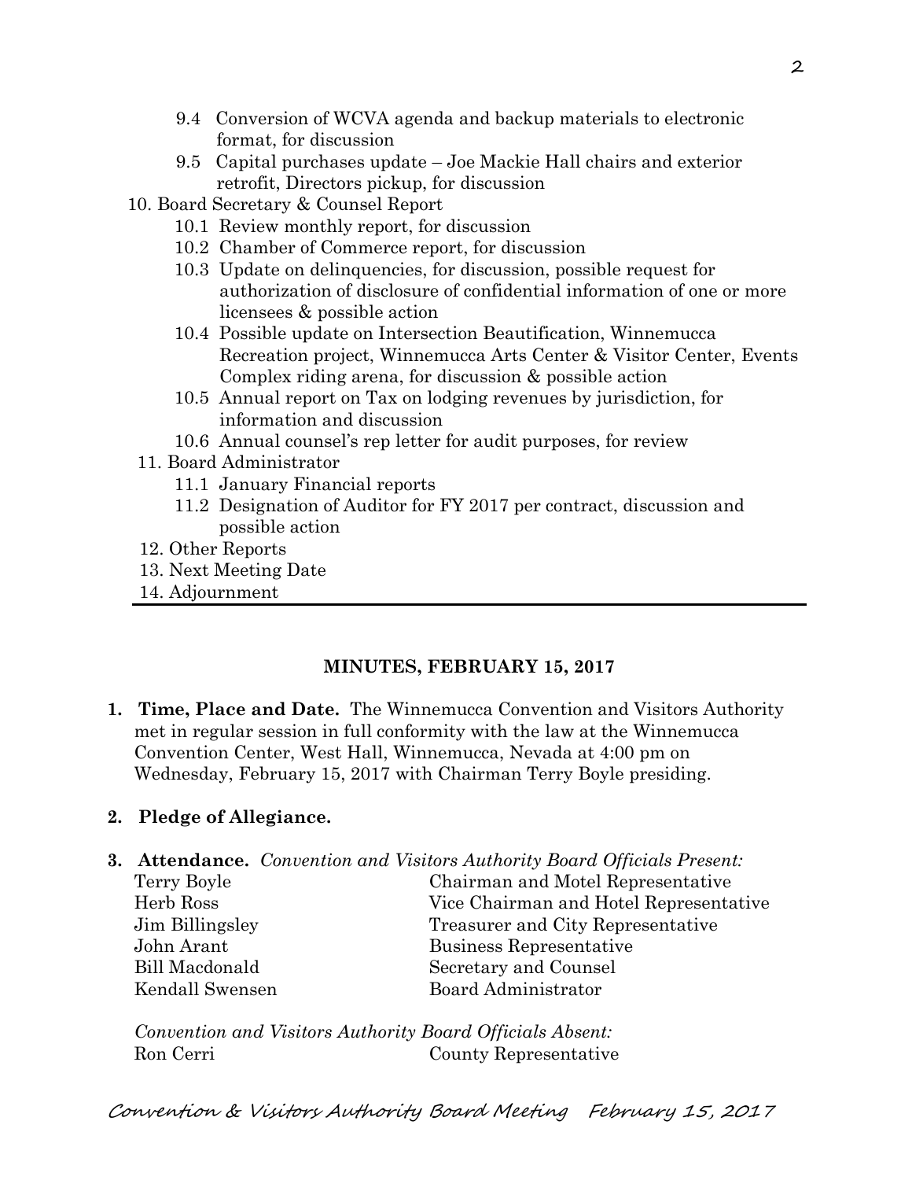- 9.4 Conversion of WCVA agenda and backup materials to electronic format, for discussion
- 9.5 Capital purchases update – Joe Mackie Hall chairs and exterior retrofit, Directors pickup, for discussion

10. Board Secretary & Counsel Report
    - 10.1 Review monthly report, for discussion
    - 10.2 Chamber of Commerce report, for discussion
    - 10.3 Update on delinquencies, for discussion, possible request for authorization of disclosure of confidential information of one or more licensees & possible action
    - 10.4 Possible update on Intersection Beautification, Winnemucca Recreation project, Winnemucca Arts Center & Visitor Center, Events Complex riding arena, for discussion & possible action
    - 10.5 Annual report on Tax on lodging revenues by jurisdiction, for information and discussion
    - 10.6 Annual counsel's rep letter for audit purposes, for review
11. Board Administrator
    - 11.1 January Financial reports
    - 11.2 Designation of Auditor for FY 2017 per contract, discussion and possible action
12. Other Reports
13. Next Meeting Date
14. Adjournment

---

## MINUTES, FEBRUARY 15, 2017

1. **Time, Place and Date.** The Winnemucca Convention and Visitors Authority met in regular session in full conformity with the law at the Winnemucca Convention Center, West Hall, Winnemucca, Nevada at 4:00 pm on Wednesday, February 15, 2017 with Chairman Terry Boyle presiding.

2. **Pledge of Allegiance.**

3. **Attendance.** *Convention and Visitors Authority Board Officials Present:*

| | |
|---|---|
| Terry Boyle | Chairman and Motel Representative |
| Herb Ross | Vice Chairman and Hotel Representative |
| Jim Billingsley | Treasurer and City Representative |
| John Arant | Business Representative |
| Bill Macdonald | Secretary and Counsel |
| Kendall Swensen | Board Administrator |

*Convention and Visitors Authority Board Officials Absent:*

| | |
|---|---|
| Ron Cerri | County Representative |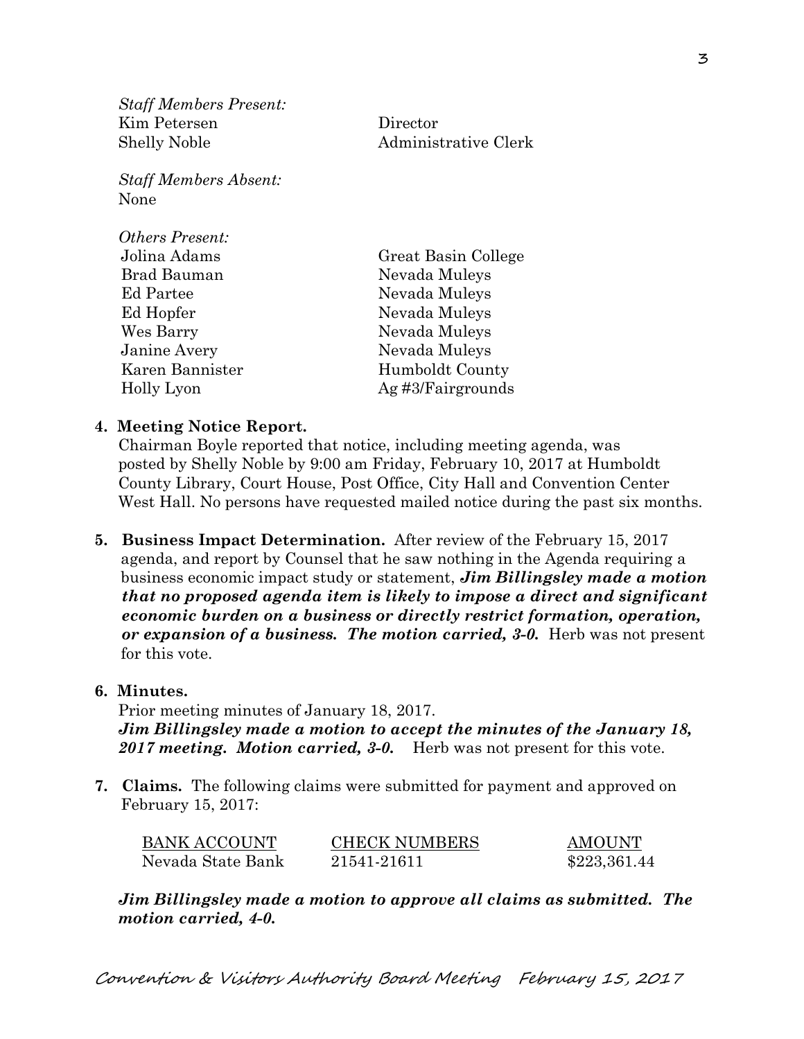*Staff Members Present:*

| | |
|---|---|
| Kim Petersen | Director |
| Shelly Noble | Administrative Clerk |

*Staff Members Absent:*
None

*Others Present:*

| | |
|---|---|
| Jolina Adams | Great Basin College |
| Brad Bauman | Nevada Muleys |
| Ed Partee | Nevada Muleys |
| Ed Hopfer | Nevada Muleys |
| Wes Barry | Nevada Muleys |
| Janine Avery | Nevada Muleys |
| Karen Bannister | Humboldt County |
| Holly Lyon | Ag #3/Fairgrounds |

**4. Meeting Notice Report.**
Chairman Boyle reported that notice, including meeting agenda, was posted by Shelly Noble by 9:00 am Friday, February 10, 2017 at Humboldt County Library, Court House, Post Office, City Hall and Convention Center West Hall. No persons have requested mailed notice during the past six months.

**5. Business Impact Determination.** After review of the February 15, 2017 agenda, and report by Counsel that he saw nothing in the Agenda requiring a business economic impact study or statement, ***Jim Billingsley made a motion that no proposed agenda item is likely to impose a direct and significant economic burden on a business or directly restrict formation, operation, or expansion of a business. The motion carried, 3-0.*** Herb was not present for this vote.

**6. Minutes.**
Prior meeting minutes of January 18, 2017.
***Jim Billingsley made a motion to accept the minutes of the January 18, 2017 meeting. Motion carried, 3-0.*** Herb was not present for this vote.

**7. Claims.** The following claims were submitted for payment and approved on February 15, 2017:

| BANK ACCOUNT | CHECK NUMBERS | AMOUNT |
|---|---|---|
| Nevada State Bank | 21541-21611 | \$223,361.44 |

***Jim Billingsley made a motion to approve all claims as submitted. The motion carried, 4-0.***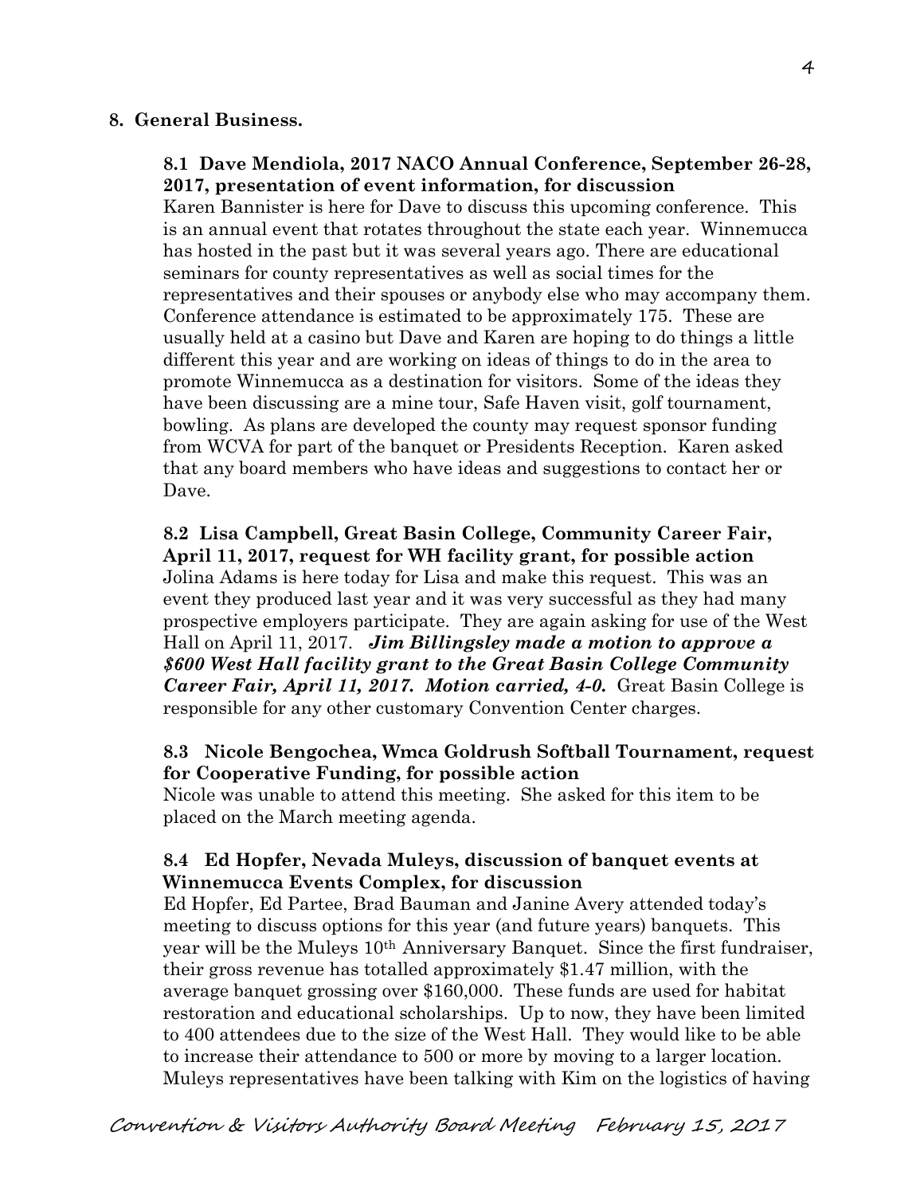## 8. General Business.

### 8.1 Dave Mendiola, 2017 NACO Annual Conference, September 26-28, 2017, presentation of event information, for discussion

Karen Bannister is here for Dave to discuss this upcoming conference. This is an annual event that rotates throughout the state each year. Winnemucca has hosted in the past but it was several years ago. There are educational seminars for county representatives as well as social times for the representatives and their spouses or anybody else who may accompany them. Conference attendance is estimated to be approximately 175. These are usually held at a casino but Dave and Karen are hoping to do things a little different this year and are working on ideas of things to do in the area to promote Winnemucca as a destination for visitors. Some of the ideas they have been discussing are a mine tour, Safe Haven visit, golf tournament, bowling. As plans are developed the county may request sponsor funding from WCVA for part of the banquet or Presidents Reception. Karen asked that any board members who have ideas and suggestions to contact her or Dave.

### 8.2 Lisa Campbell, Great Basin College, Community Career Fair, April 11, 2017, request for WH facility grant, for possible action

Jolina Adams is here today for Lisa and make this request. This was an event they produced last year and it was very successful as they had many prospective employers participate. They are again asking for use of the West Hall on April 11, 2017. ***Jim Billingsley made a motion to approve a $600 West Hall facility grant to the Great Basin College Community Career Fair, April 11, 2017. Motion carried, 4-0.*** Great Basin College is responsible for any other customary Convention Center charges.

### 8.3 Nicole Bengochea, Wmca Goldrush Softball Tournament, request for Cooperative Funding, for possible action

Nicole was unable to attend this meeting. She asked for this item to be placed on the March meeting agenda.

### 8.4 Ed Hopfer, Nevada Muleys, discussion of banquet events at Winnemucca Events Complex, for discussion

Ed Hopfer, Ed Partee, Brad Bauman and Janine Avery attended today's meeting to discuss options for this year (and future years) banquets. This year will be the Muleys 10th Anniversary Banquet. Since the first fundraiser, their gross revenue has totalled approximately $1.47 million, with the average banquet grossing over $160,000. These funds are used for habitat restoration and educational scholarships. Up to now, they have been limited to 400 attendees due to the size of the West Hall. They would like to be able to increase their attendance to 500 or more by moving to a larger location. Muleys representatives have been talking with Kim on the logistics of having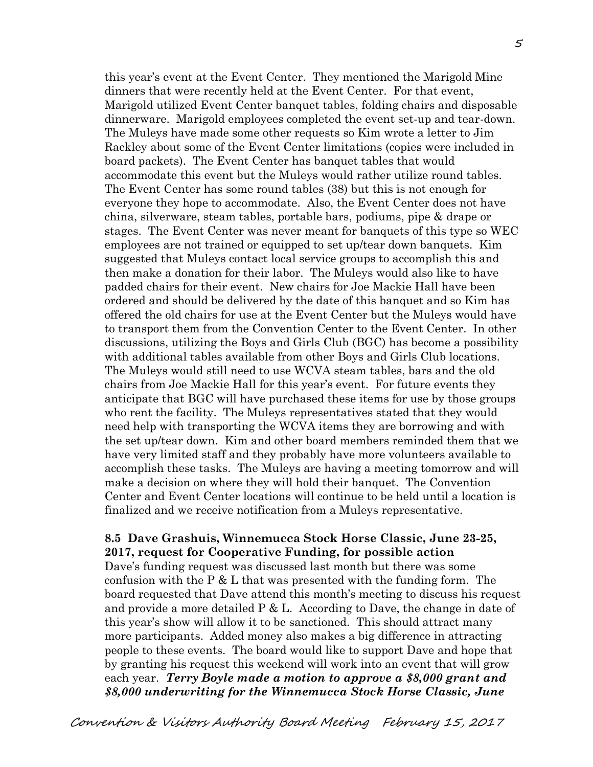this year's event at the Event Center. They mentioned the Marigold Mine dinners that were recently held at the Event Center. For that event, Marigold utilized Event Center banquet tables, folding chairs and disposable dinnerware. Marigold employees completed the event set-up and tear-down. The Muleys have made some other requests so Kim wrote a letter to Jim Rackley about some of the Event Center limitations (copies were included in board packets). The Event Center has banquet tables that would accommodate this event but the Muleys would rather utilize round tables. The Event Center has some round tables (38) but this is not enough for everyone they hope to accommodate. Also, the Event Center does not have china, silverware, steam tables, portable bars, podiums, pipe & drape or stages. The Event Center was never meant for banquets of this type so WEC employees are not trained or equipped to set up/tear down banquets. Kim suggested that Muleys contact local service groups to accomplish this and then make a donation for their labor. The Muleys would also like to have padded chairs for their event. New chairs for Joe Mackie Hall have been ordered and should be delivered by the date of this banquet and so Kim has offered the old chairs for use at the Event Center but the Muleys would have to transport them from the Convention Center to the Event Center. In other discussions, utilizing the Boys and Girls Club (BGC) has become a possibility with additional tables available from other Boys and Girls Club locations. The Muleys would still need to use WCVA steam tables, bars and the old chairs from Joe Mackie Hall for this year's event. For future events they anticipate that BGC will have purchased these items for use by those groups who rent the facility. The Muleys representatives stated that they would need help with transporting the WCVA items they are borrowing and with the set up/tear down. Kim and other board members reminded them that we have very limited staff and they probably have more volunteers available to accomplish these tasks. The Muleys are having a meeting tomorrow and will make a decision on where they will hold their banquet. The Convention Center and Event Center locations will continue to be held until a location is finalized and we receive notification from a Muleys representative.

**8.5 Dave Grashuis, Winnemucca Stock Horse Classic, June 23-25, 2017, request for Cooperative Funding, for possible action**

Dave's funding request was discussed last month but there was some confusion with the P & L that was presented with the funding form. The board requested that Dave attend this month's meeting to discuss his request and provide a more detailed P & L. According to Dave, the change in date of this year's show will allow it to be sanctioned. This should attract many more participants. Added money also makes a big difference in attracting people to these events. The board would like to support Dave and hope that by granting his request this weekend will work into an event that will grow each year. ***Terry Boyle made a motion to approve a $8,000 grant and $8,000 underwriting for the Winnemucca Stock Horse Classic, June***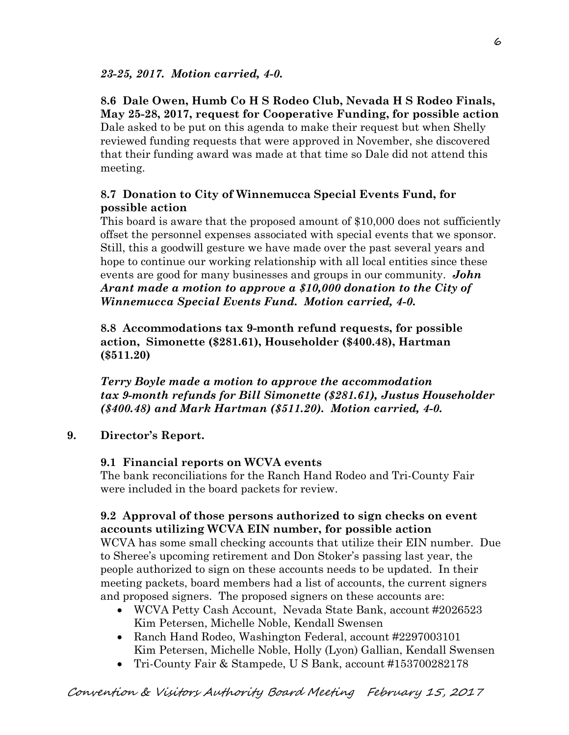***23-25, 2017. Motion carried, 4-0.***

**8.6 Dale Owen, Humb Co H S Rodeo Club, Nevada H S Rodeo Finals, May 25-28, 2017, request for Cooperative Funding, for possible action**
Dale asked to be put on this agenda to make their request but when Shelly reviewed funding requests that were approved in November, she discovered that their funding award was made at that time so Dale did not attend this meeting.

**8.7 Donation to City of Winnemucca Special Events Fund, for possible action**
This board is aware that the proposed amount of $10,000 does not sufficiently offset the personnel expenses associated with special events that we sponsor. Still, this a goodwill gesture we have made over the past several years and hope to continue our working relationship with all local entities since these events are good for many businesses and groups in our community. ***John Arant made a motion to approve a $10,000 donation to the City of Winnemucca Special Events Fund. Motion carried, 4-0.***

**8.8 Accommodations tax 9-month refund requests, for possible action, Simonette ($281.61), Householder ($400.48), Hartman ($511.20)**

***Terry Boyle made a motion to approve the accommodation tax 9-month refunds for Bill Simonette ($281.61), Justus Householder ($400.48) and Mark Hartman ($511.20). Motion carried, 4-0.***

**9. Director's Report.**

**9.1 Financial reports on WCVA events**
The bank reconciliations for the Ranch Hand Rodeo and Tri-County Fair were included in the board packets for review.

**9.2 Approval of those persons authorized to sign checks on event accounts utilizing WCVA EIN number, for possible action**
WCVA has some small checking accounts that utilize their EIN number. Due to Sheree's upcoming retirement and Don Stoker's passing last year, the people authorized to sign on these accounts needs to be updated. In their meeting packets, board members had a list of accounts, the current signers and proposed signers. The proposed signers on these accounts are:

- WCVA Petty Cash Account, Nevada State Bank, account #2026523
  Kim Petersen, Michelle Noble, Kendall Swensen
- Ranch Hand Rodeo, Washington Federal, account #2297003101
  Kim Petersen, Michelle Noble, Holly (Lyon) Gallian, Kendall Swensen
- Tri-County Fair & Stampede, U S Bank, account #153700282178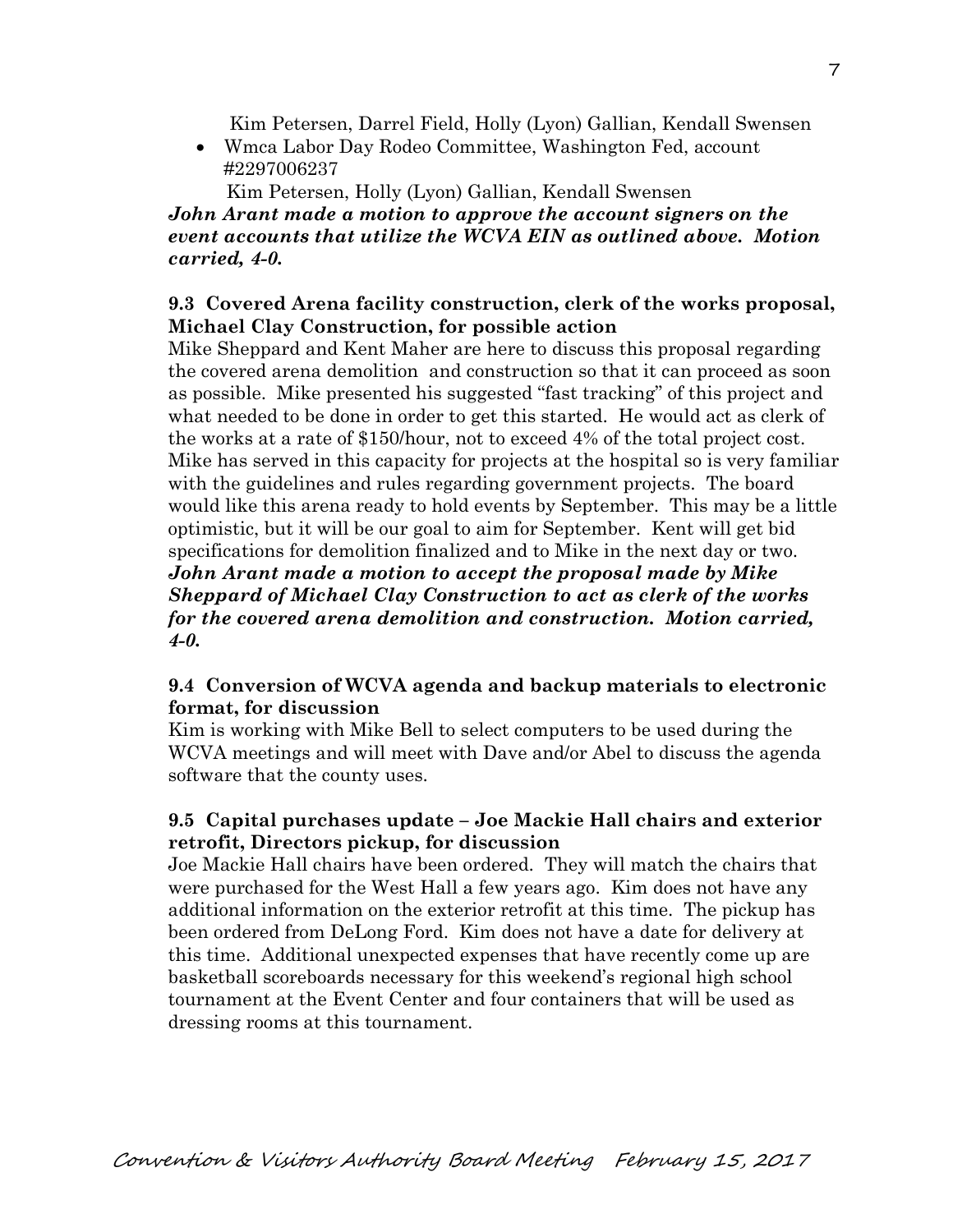Kim Petersen, Darrel Field, Holly (Lyon) Gallian, Kendall Swensen

- Wmca Labor Day Rodeo Committee, Washington Fed, account #2297006237

  Kim Petersen, Holly (Lyon) Gallian, Kendall Swensen

***John Arant made a motion to approve the account signers on the event accounts that utilize the WCVA EIN as outlined above. Motion carried, 4-0.***

**9.3 Covered Arena facility construction, clerk of the works proposal, Michael Clay Construction, for possible action**

Mike Sheppard and Kent Maher are here to discuss this proposal regarding the covered arena demolition and construction so that it can proceed as soon as possible. Mike presented his suggested "fast tracking" of this project and what needed to be done in order to get this started. He would act as clerk of the works at a rate of $150/hour, not to exceed 4% of the total project cost. Mike has served in this capacity for projects at the hospital so is very familiar with the guidelines and rules regarding government projects. The board would like this arena ready to hold events by September. This may be a little optimistic, but it will be our goal to aim for September. Kent will get bid specifications for demolition finalized and to Mike in the next day or two. ***John Arant made a motion to accept the proposal made by Mike Sheppard of Michael Clay Construction to act as clerk of the works for the covered arena demolition and construction. Motion carried, 4-0.***

**9.4 Conversion of WCVA agenda and backup materials to electronic format, for discussion**

Kim is working with Mike Bell to select computers to be used during the WCVA meetings and will meet with Dave and/or Abel to discuss the agenda software that the county uses.

**9.5 Capital purchases update – Joe Mackie Hall chairs and exterior retrofit, Directors pickup, for discussion**

Joe Mackie Hall chairs have been ordered. They will match the chairs that were purchased for the West Hall a few years ago. Kim does not have any additional information on the exterior retrofit at this time. The pickup has been ordered from DeLong Ford. Kim does not have a date for delivery at this time. Additional unexpected expenses that have recently come up are basketball scoreboards necessary for this weekend's regional high school tournament at the Event Center and four containers that will be used as dressing rooms at this tournament.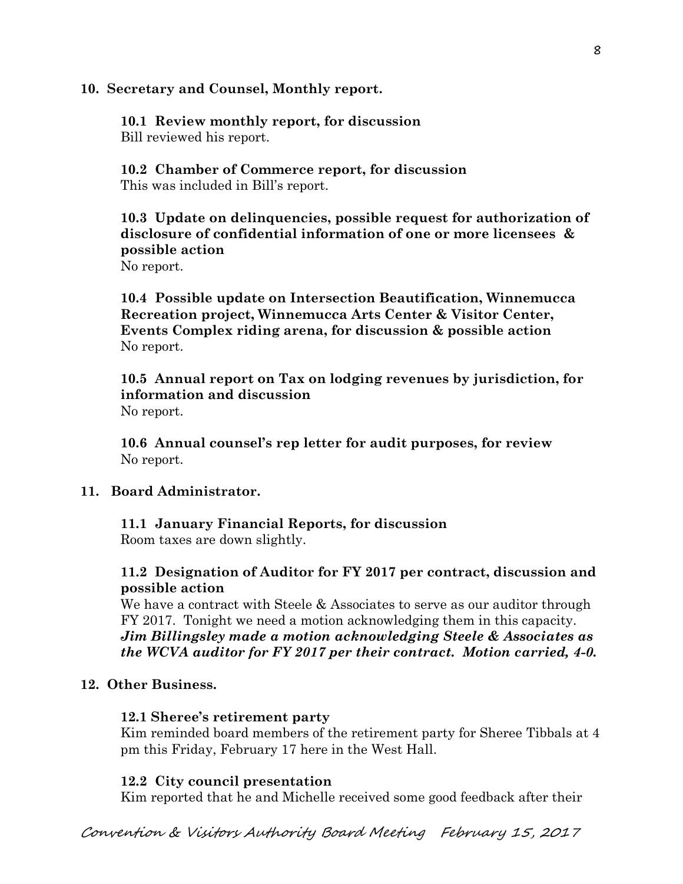**10. Secretary and Counsel, Monthly report.**

**10.1 Review monthly report, for discussion**
Bill reviewed his report.

**10.2 Chamber of Commerce report, for discussion**
This was included in Bill's report.

**10.3 Update on delinquencies, possible request for authorization of disclosure of confidential information of one or more licensees & possible action**
No report.

**10.4 Possible update on Intersection Beautification, Winnemucca Recreation project, Winnemucca Arts Center & Visitor Center, Events Complex riding arena, for discussion & possible action**
No report.

**10.5 Annual report on Tax on lodging revenues by jurisdiction, for information and discussion**
No report.

**10.6 Annual counsel's rep letter for audit purposes, for review**
No report.

**11. Board Administrator.**

**11.1 January Financial Reports, for discussion**
Room taxes are down slightly.

**11.2 Designation of Auditor for FY 2017 per contract, discussion and possible action**
We have a contract with Steele & Associates to serve as our auditor through FY 2017. Tonight we need a motion acknowledging them in this capacity. ***Jim Billingsley made a motion acknowledging Steele & Associates as the WCVA auditor for FY 2017 per their contract. Motion carried, 4-0.***

**12. Other Business.**

**12.1 Sheree's retirement party**
Kim reminded board members of the retirement party for Sheree Tibbals at 4 pm this Friday, February 17 here in the West Hall.

**12.2 City council presentation**
Kim reported that he and Michelle received some good feedback after their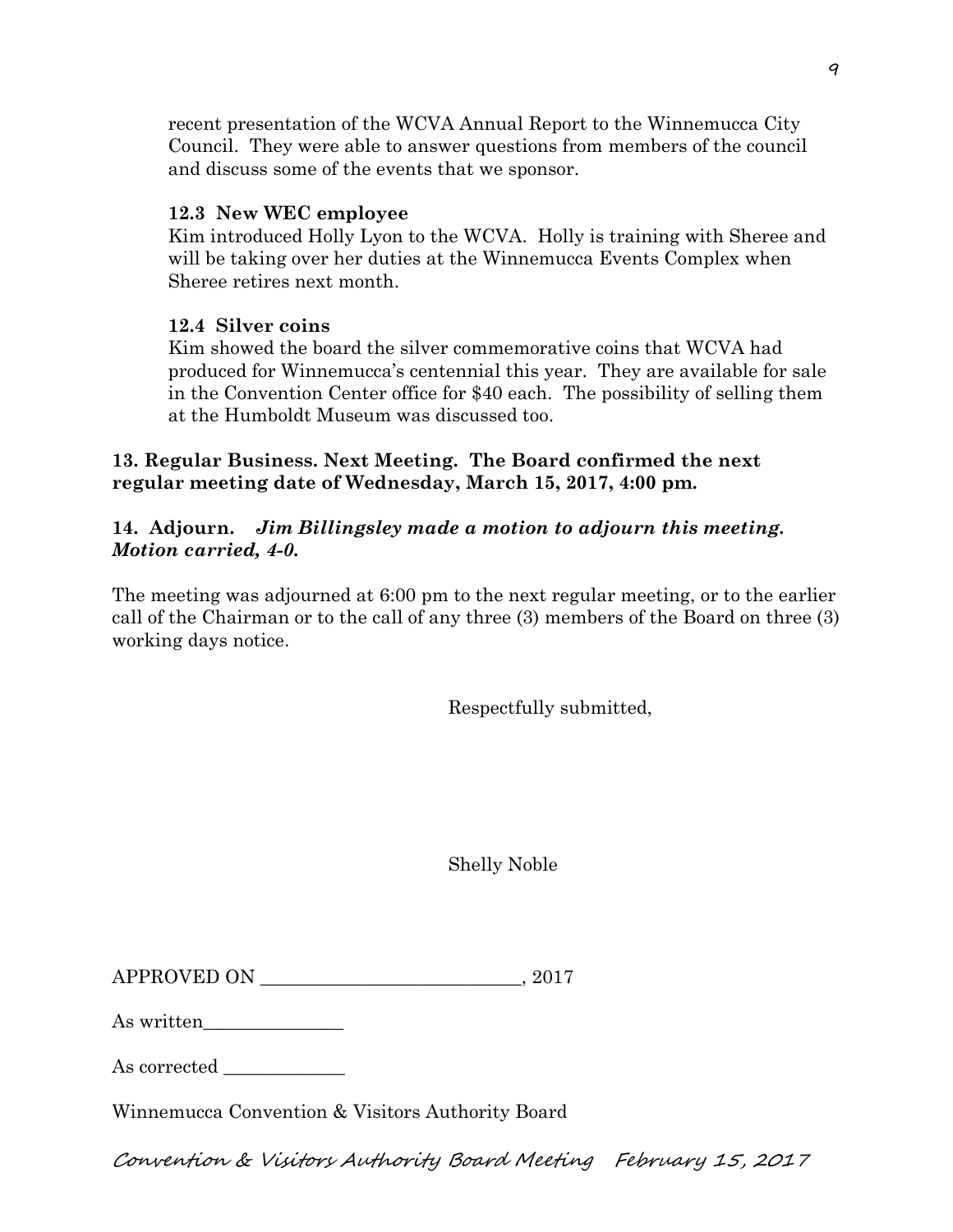recent presentation of the WCVA Annual Report to the Winnemucca City Council. They were able to answer questions from members of the council and discuss some of the events that we sponsor.

**12.3 New WEC employee**

Kim introduced Holly Lyon to the WCVA. Holly is training with Sheree and will be taking over her duties at the Winnemucca Events Complex when Sheree retires next month.

**12.4 Silver coins**

Kim showed the board the silver commemorative coins that WCVA had produced for Winnemucca's centennial this year. They are available for sale in the Convention Center office for $40 each. The possibility of selling them at the Humboldt Museum was discussed too.

**13. Regular Business. Next Meeting. The Board confirmed the next regular meeting date of Wednesday, March 15, 2017, 4:00 pm.**

**14. Adjourn.** ***Jim Billingsley made a motion to adjourn this meeting. Motion carried, 4-0.***

The meeting was adjourned at 6:00 pm to the next regular meeting, or to the earlier call of the Chairman or to the call of any three (3) members of the Board on three (3) working days notice.

Respectfully submitted,

Shelly Noble

APPROVED ON ____________________________, 2017

As written_______________

As corrected _____________

Winnemucca Convention & Visitors Authority Board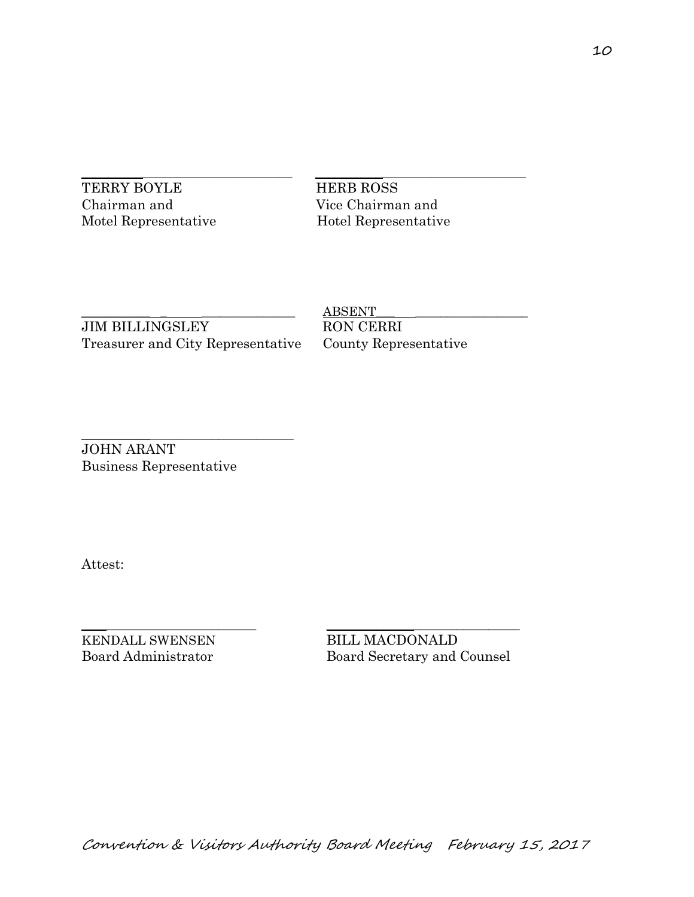\_\_\_\_\_\_\_\_\_\_\_\_\_\_\_\_\_\_\_\_\_\_\_\_\_\_\_\_\_\_
TERRY BOYLE
Chairman and
Motel Representative

\_\_\_\_\_\_\_\_\_\_\_\_\_\_\_\_\_\_\_\_\_\_\_\_\_\_\_\_\_\_
HERB ROSS
Vice Chairman and
Hotel Representative

\_\_\_\_\_\_\_\_\_\_\_\_\_\_\_\_\_\_\_\_\_\_\_\_\_\_\_\_\_\_
JIM BILLINGSLEY
Treasurer and City Representative

ABSENT\_\_\_\_\_\_\_\_\_\_\_\_\_\_\_\_\_\_\_\_\_\_\_\_
RON CERRI
County Representative

\_\_\_\_\_\_\_\_\_\_\_\_\_\_\_\_\_\_\_\_\_\_\_\_\_\_\_\_\_\_
JOHN ARANT
Business Representative

Attest:

\_\_\_\_\_\_\_\_\_\_\_\_\_\_\_\_\_\_\_\_\_\_\_\_\_\_\_\_\_\_
KENDALL SWENSEN
Board Administrator

\_\_\_\_\_\_\_\_\_\_\_\_\_\_\_\_\_\_\_\_\_\_\_\_\_\_\_\_\_\_
BILL MACDONALD
Board Secretary and Counsel